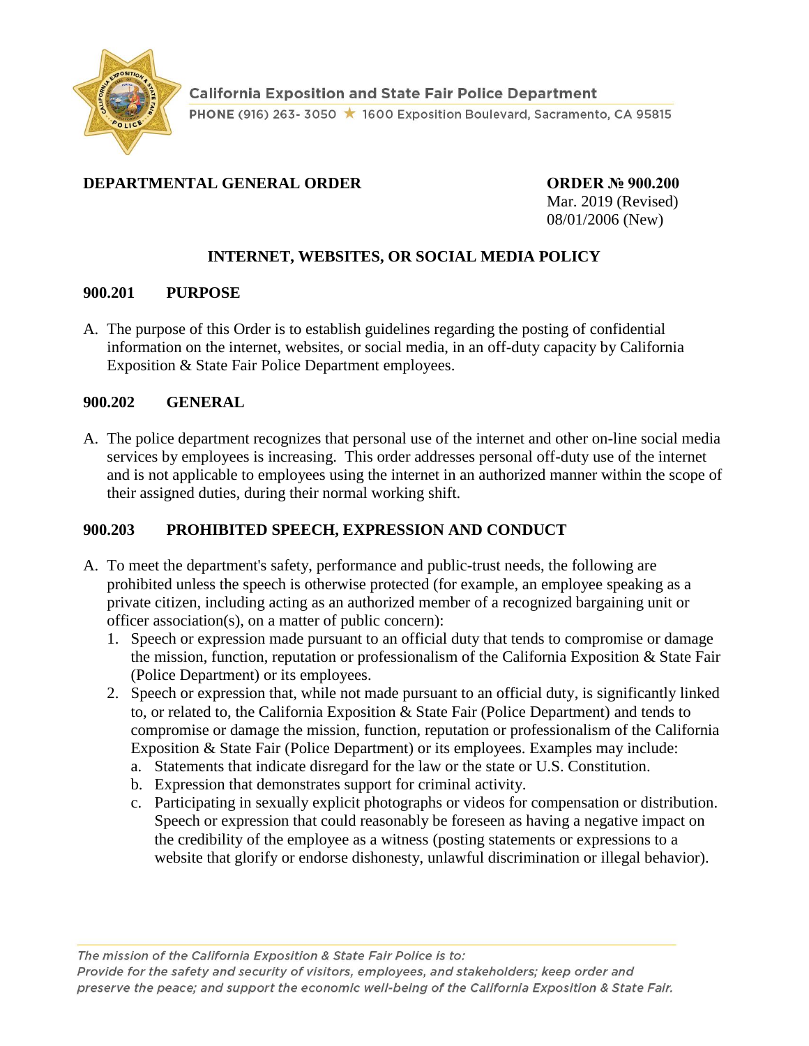California Exposition and State Fair Police Department

PHONE (916) 263- 3050 ★ 1600 Exposition Boulevard, Sacramento, CA 95815

**DEPARTMENTAL GENERAL ORDER**

**ORDER № 900.200**
Mar. 2019 (Revised)
08/01/2006 (New)

# INTERNET, WEBSITES, OR SOCIAL MEDIA POLICY

## 900.201 PURPOSE

A. The purpose of this Order is to establish guidelines regarding the posting of confidential information on the internet, websites, or social media, in an off-duty capacity by California Exposition & State Fair Police Department employees.

## 900.202 GENERAL

A. The police department recognizes that personal use of the internet and other on-line social media services by employees is increasing. This order addresses personal off-duty use of the internet and is not applicable to employees using the internet in an authorized manner within the scope of their assigned duties, during their normal working shift.

## 900.203 PROHIBITED SPEECH, EXPRESSION AND CONDUCT

A. To meet the department's safety, performance and public-trust needs, the following are prohibited unless the speech is otherwise protected (for example, an employee speaking as a private citizen, including acting as an authorized member of a recognized bargaining unit or officer association(s), on a matter of public concern):
   1. Speech or expression made pursuant to an official duty that tends to compromise or damage the mission, function, reputation or professionalism of the California Exposition & State Fair (Police Department) or its employees.
   2. Speech or expression that, while not made pursuant to an official duty, is significantly linked to, or related to, the California Exposition & State Fair (Police Department) and tends to compromise or damage the mission, function, reputation or professionalism of the California Exposition & State Fair (Police Department) or its employees. Examples may include:
      a. Statements that indicate disregard for the law or the state or U.S. Constitution.
      b. Expression that demonstrates support for criminal activity.
      c. Participating in sexually explicit photographs or videos for compensation or distribution. Speech or expression that could reasonably be foreseen as having a negative impact on the credibility of the employee as a witness (posting statements or expressions to a website that glorify or endorse dishonesty, unlawful discrimination or illegal behavior).

*The mission of the California Exposition & State Fair Police is to: Provide for the safety and security of visitors, employees, and stakeholders; keep order and preserve the peace; and support the economic well-being of the California Exposition & State Fair.*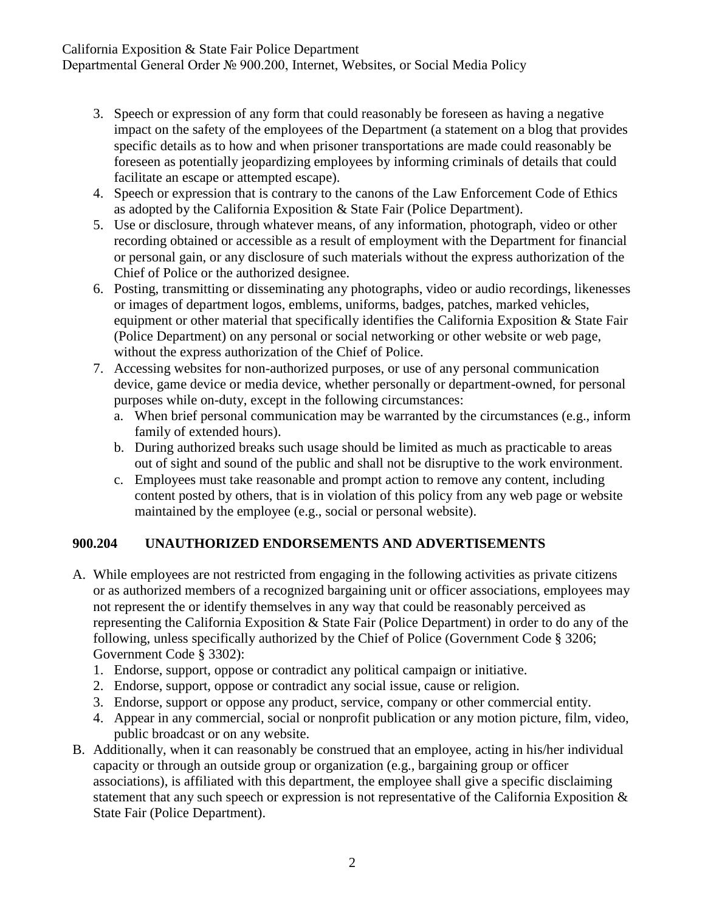3. Speech or expression of any form that could reasonably be foreseen as having a negative impact on the safety of the employees of the Department (a statement on a blog that provides specific details as to how and when prisoner transportations are made could reasonably be foreseen as potentially jeopardizing employees by informing criminals of details that could facilitate an escape or attempted escape).
4. Speech or expression that is contrary to the canons of the Law Enforcement Code of Ethics as adopted by the California Exposition & State Fair (Police Department).
5. Use or disclosure, through whatever means, of any information, photograph, video or other recording obtained or accessible as a result of employment with the Department for financial or personal gain, or any disclosure of such materials without the express authorization of the Chief of Police or the authorized designee.
6. Posting, transmitting or disseminating any photographs, video or audio recordings, likenesses or images of department logos, emblems, uniforms, badges, patches, marked vehicles, equipment or other material that specifically identifies the California Exposition & State Fair (Police Department) on any personal or social networking or other website or web page, without the express authorization of the Chief of Police.
7. Accessing websites for non-authorized purposes, or use of any personal communication device, game device or media device, whether personally or department-owned, for personal purposes while on-duty, except in the following circumstances:
   a. When brief personal communication may be warranted by the circumstances (e.g., inform family of extended hours).
   b. During authorized breaks such usage should be limited as much as practicable to areas out of sight and sound of the public and shall not be disruptive to the work environment.
   c. Employees must take reasonable and prompt action to remove any content, including content posted by others, that is in violation of this policy from any web page or website maintained by the employee (e.g., social or personal website).

## 900.204 UNAUTHORIZED ENDORSEMENTS AND ADVERTISEMENTS

A. While employees are not restricted from engaging in the following activities as private citizens or as authorized members of a recognized bargaining unit or officer associations, employees may not represent the or identify themselves in any way that could be reasonably perceived as representing the California Exposition & State Fair (Police Department) in order to do any of the following, unless specifically authorized by the Chief of Police (Government Code § 3206; Government Code § 3302):
   1. Endorse, support, oppose or contradict any political campaign or initiative.
   2. Endorse, support, oppose or contradict any social issue, cause or religion.
   3. Endorse, support or oppose any product, service, company or other commercial entity.
   4. Appear in any commercial, social or nonprofit publication or any motion picture, film, video, public broadcast or on any website.

B. Additionally, when it can reasonably be construed that an employee, acting in his/her individual capacity or through an outside group or organization (e.g., bargaining group or officer associations), is affiliated with this department, the employee shall give a specific disclaiming statement that any such speech or expression is not representative of the California Exposition & State Fair (Police Department).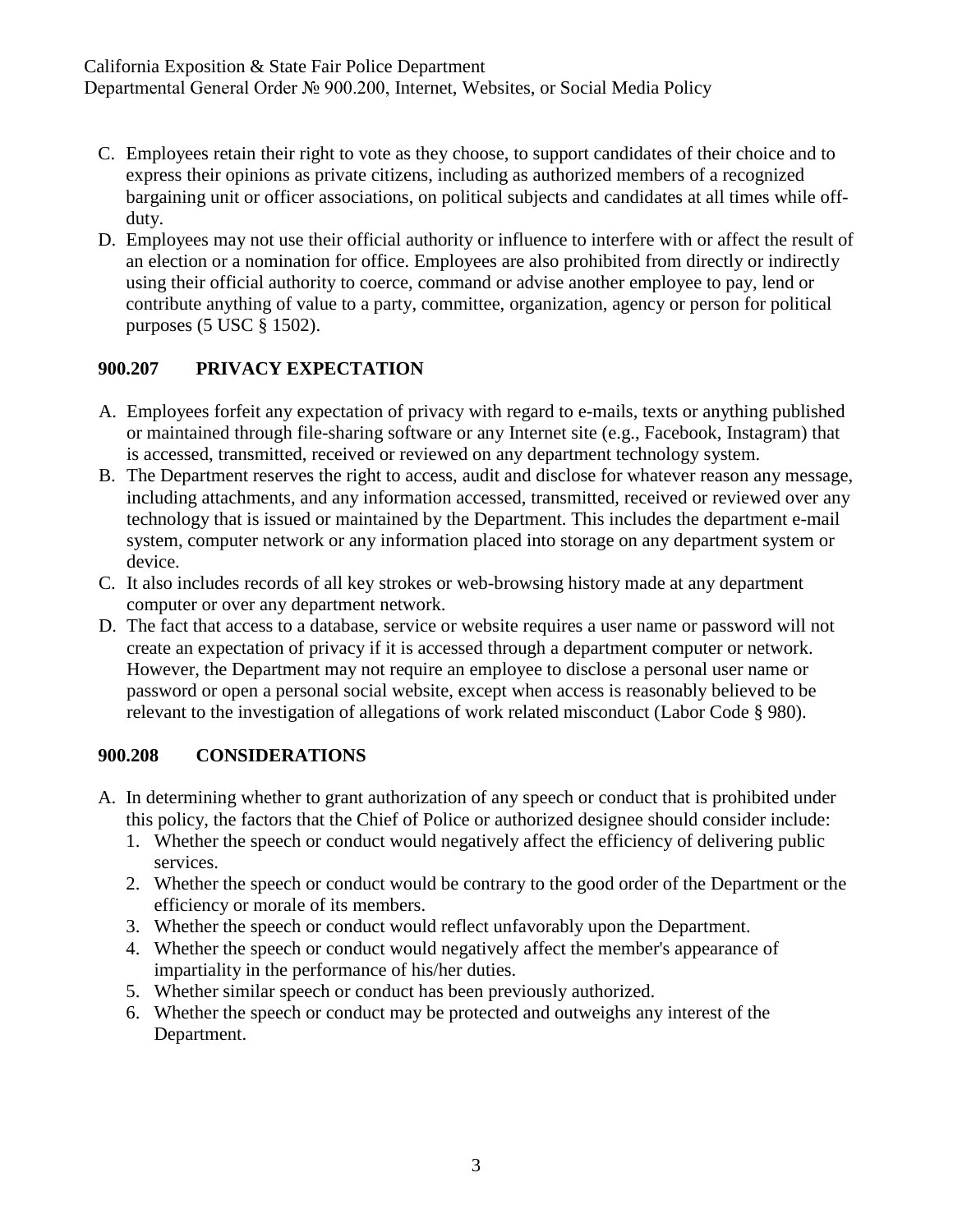C. Employees retain their right to vote as they choose, to support candidates of their choice and to express their opinions as private citizens, including as authorized members of a recognized bargaining unit or officer associations, on political subjects and candidates at all times while off-duty.
D. Employees may not use their official authority or influence to interfere with or affect the result of an election or a nomination for office. Employees are also prohibited from directly or indirectly using their official authority to coerce, command or advise another employee to pay, lend or contribute anything of value to a party, committee, organization, agency or person for political purposes (5 USC § 1502).

## 900.207 PRIVACY EXPECTATION

A. Employees forfeit any expectation of privacy with regard to e-mails, texts or anything published or maintained through file-sharing software or any Internet site (e.g., Facebook, Instagram) that is accessed, transmitted, received or reviewed on any department technology system.
B. The Department reserves the right to access, audit and disclose for whatever reason any message, including attachments, and any information accessed, transmitted, received or reviewed over any technology that is issued or maintained by the Department. This includes the department e-mail system, computer network or any information placed into storage on any department system or device.
C. It also includes records of all key strokes or web-browsing history made at any department computer or over any department network.
D. The fact that access to a database, service or website requires a user name or password will not create an expectation of privacy if it is accessed through a department computer or network. However, the Department may not require an employee to disclose a personal user name or password or open a personal social website, except when access is reasonably believed to be relevant to the investigation of allegations of work related misconduct (Labor Code § 980).

## 900.208 CONSIDERATIONS

A. In determining whether to grant authorization of any speech or conduct that is prohibited under this policy, the factors that the Chief of Police or authorized designee should consider include:
   1. Whether the speech or conduct would negatively affect the efficiency of delivering public services.
   2. Whether the speech or conduct would be contrary to the good order of the Department or the efficiency or morale of its members.
   3. Whether the speech or conduct would reflect unfavorably upon the Department.
   4. Whether the speech or conduct would negatively affect the member's appearance of impartiality in the performance of his/her duties.
   5. Whether similar speech or conduct has been previously authorized.
   6. Whether the speech or conduct may be protected and outweighs any interest of the Department.